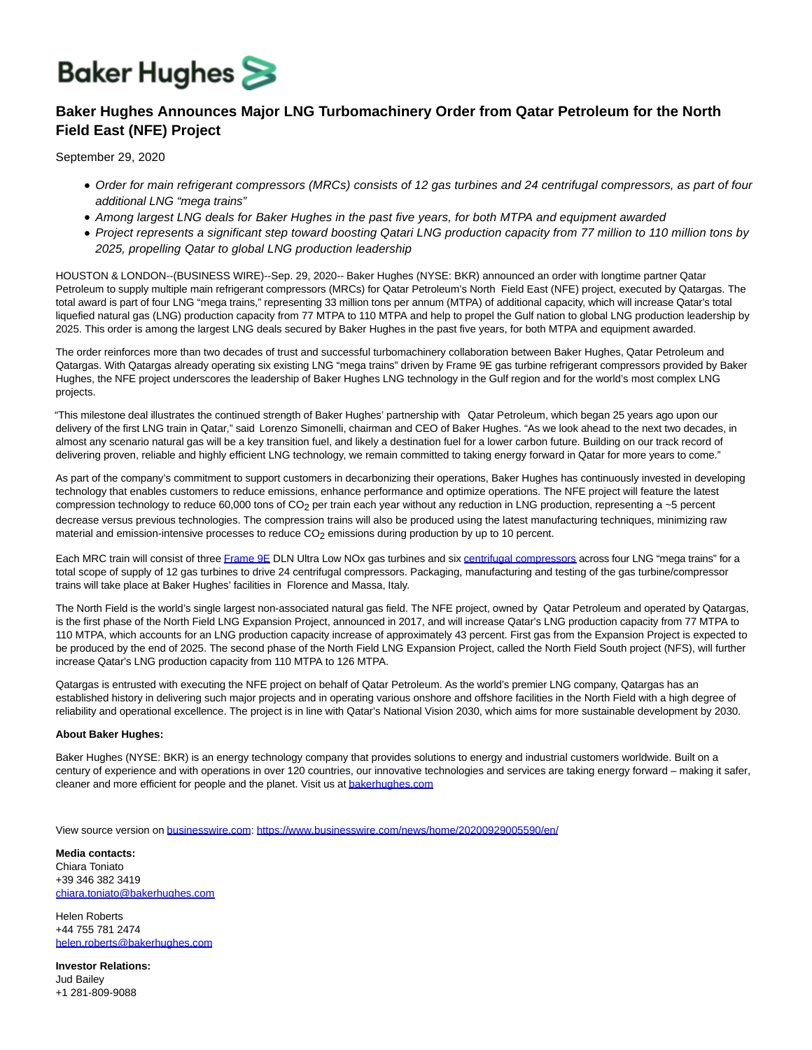Baker Hughes

# Baker Hughes Announces Major LNG Turbomachinery Order from Qatar Petroleum for the North Field East (NFE) Project

September 29, 2020

- *Order for main refrigerant compressors (MRCs) consists of 12 gas turbines and 24 centrifugal compressors, as part of four additional LNG "mega trains"*
- *Among largest LNG deals for Baker Hughes in the past five years, for both MTPA and equipment awarded*
- *Project represents a significant step toward boosting Qatari LNG production capacity from 77 million to 110 million tons by 2025, propelling Qatar to global LNG production leadership*

HOUSTON & LONDON--(BUSINESS WIRE)--Sep. 29, 2020-- Baker Hughes (NYSE: BKR) announced an order with longtime partner Qatar Petroleum to supply multiple main refrigerant compressors (MRCs) for Qatar Petroleum's North Field East (NFE) project, executed by Qatargas. The total award is part of four LNG "mega trains," representing 33 million tons per annum (MTPA) of additional capacity, which will increase Qatar's total liquefied natural gas (LNG) production capacity from 77 MTPA to 110 MTPA and help to propel the Gulf nation to global LNG production leadership by 2025. This order is among the largest LNG deals secured by Baker Hughes in the past five years, for both MTPA and equipment awarded.

The order reinforces more than two decades of trust and successful turbomachinery collaboration between Baker Hughes, Qatar Petroleum and Qatargas. With Qatargas already operating six existing LNG "mega trains" driven by Frame 9E gas turbine refrigerant compressors provided by Baker Hughes, the NFE project underscores the leadership of Baker Hughes LNG technology in the Gulf region and for the world's most complex LNG projects.

"This milestone deal illustrates the continued strength of Baker Hughes' partnership with Qatar Petroleum, which began 25 years ago upon our delivery of the first LNG train in Qatar," said Lorenzo Simonelli, chairman and CEO of Baker Hughes. "As we look ahead to the next two decades, in almost any scenario natural gas will be a key transition fuel, and likely a destination fuel for a lower carbon future. Building on our track record of delivering proven, reliable and highly efficient LNG technology, we remain committed to taking energy forward in Qatar for more years to come."

As part of the company's commitment to support customers in decarbonizing their operations, Baker Hughes has continuously invested in developing technology that enables customers to reduce emissions, enhance performance and optimize operations. The NFE project will feature the latest compression technology to reduce 60,000 tons of $CO_2$ per train each year without any reduction in LNG production, representing a ~5 percent decrease versus previous technologies. The compression trains will also be produced using the latest manufacturing techniques, minimizing raw material and emission-intensive processes to reduce $CO_2$ emissions during production by up to 10 percent.

Each MRC train will consist of three Frame 9E DLN Ultra Low NOx gas turbines and six centrifugal compressors across four LNG "mega trains" for a total scope of supply of 12 gas turbines to drive 24 centrifugal compressors. Packaging, manufacturing and testing of the gas turbine/compressor trains will take place at Baker Hughes' facilities in Florence and Massa, Italy.

The North Field is the world's single largest non-associated natural gas field. The NFE project, owned by Qatar Petroleum and operated by Qatargas, is the first phase of the North Field LNG Expansion Project, announced in 2017, and will increase Qatar's LNG production capacity from 77 MTPA to 110 MTPA, which accounts for an LNG production capacity increase of approximately 43 percent. First gas from the Expansion Project is expected to be produced by the end of 2025. The second phase of the North Field LNG Expansion Project, called the North Field South project (NFS), will further increase Qatar's LNG production capacity from 110 MTPA to 126 MTPA.

Qatargas is entrusted with executing the NFE project on behalf of Qatar Petroleum. As the world's premier LNG company, Qatargas has an established history in delivering such major projects and in operating various onshore and offshore facilities in the North Field with a high degree of reliability and operational excellence. The project is in line with Qatar's National Vision 2030, which aims for more sustainable development by 2030.

**About Baker Hughes:**

Baker Hughes (NYSE: BKR) is an energy technology company that provides solutions to energy and industrial customers worldwide. Built on a century of experience and with operations in over 120 countries, our innovative technologies and services are taking energy forward – making it safer, cleaner and more efficient for people and the planet. Visit us at bakerhughes.com

View source version on businesswire.com: https://www.businesswire.com/news/home/20200929005590/en/

**Media contacts:**
Chiara Toniato
+39 346 382 3419
chiara.toniato@bakerhughes.com

Helen Roberts
+44 755 781 2474
helen.roberts@bakerhughes.com

**Investor Relations:**
Jud Bailey
+1 281-809-9088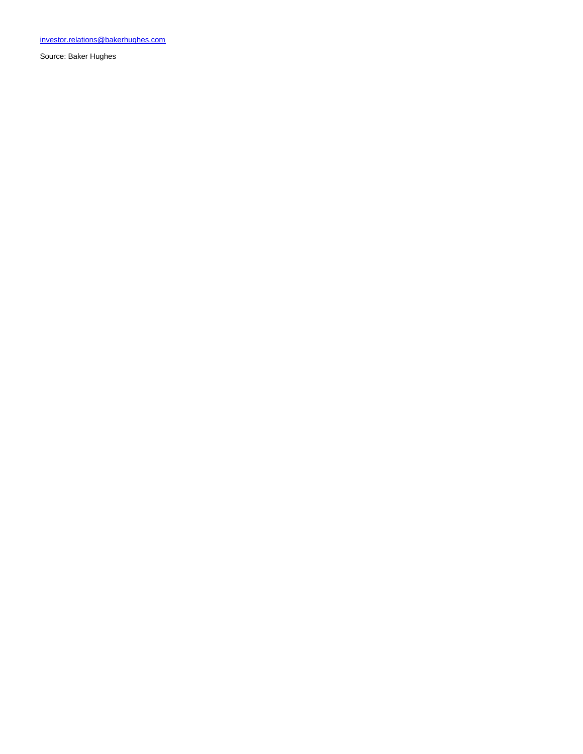investor.relations@bakerhughes.com

Source: Baker Hughes